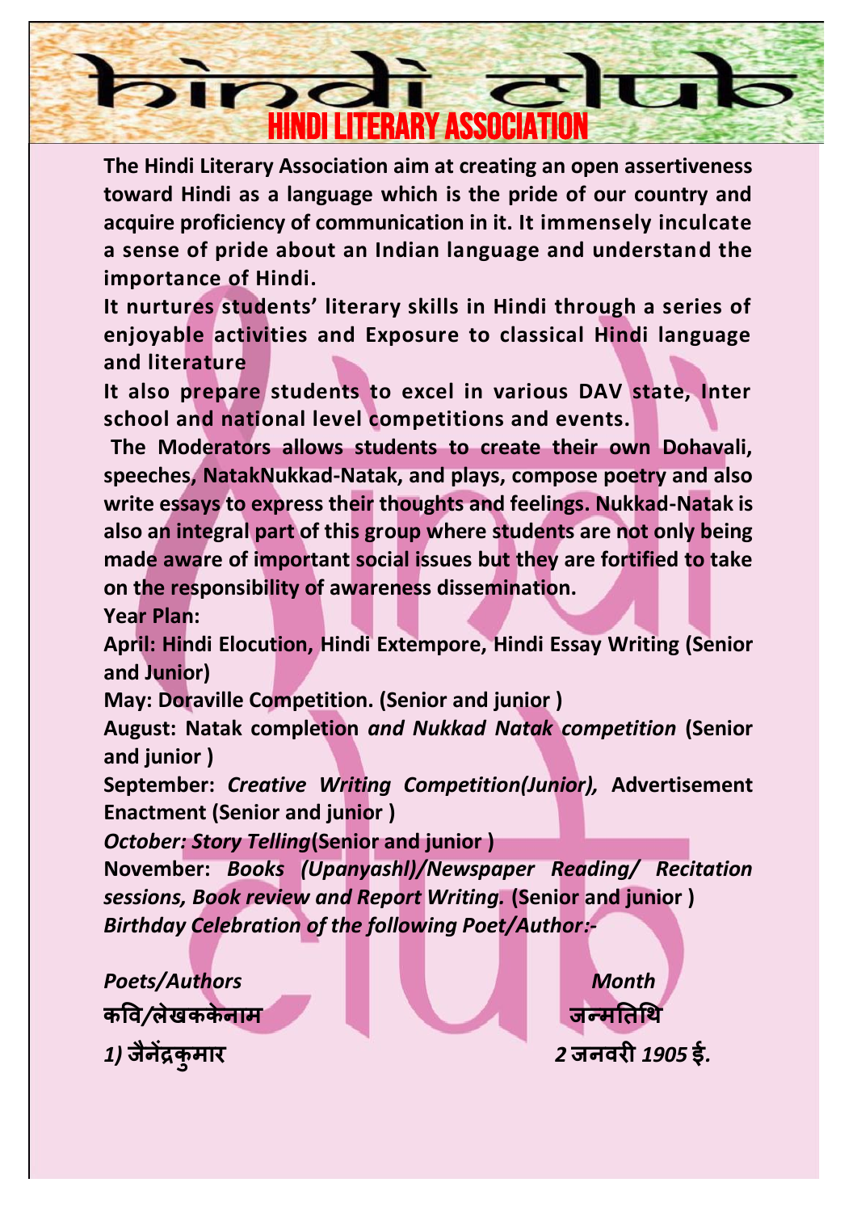# hindi club

## HINDI LITERARY ASSOCIATION

**The Hindi Literary Association aim at creating an open assertiveness toward Hindi as a language which is the pride of our country and acquire proficiency of communication in it. It immensely inculcate a sense of pride about an Indian language and understand the importance of Hindi.**

**It nurtures students' literary skills in Hindi through a series of enjoyable activities and Exposure to classical Hindi language and literature**

**It also prepare students to excel in various DAV state, Inter school and national level competitions and events.**

**The Moderators allows students to create their own Dohavali, speeches, NatakNukkad-Natak, and plays, compose poetry and also write essays to express their thoughts and feelings. Nukkad-Natak is also an integral part of this group where students are not only being made aware of important social issues but they are fortified to take on the responsibility of awareness dissemination.**

**Year Plan:**

**April: Hindi Elocution, Hindi Extempore, Hindi Essay Writing (Senior and Junior)**

**May: Doraville Competition. (Senior and junior )**

**August: Natak completion** ***and Nukkad Natak competition*** **(Senior and junior )**

**September:** ***Creative Writing Competition(Junior),*** **Advertisement Enactment (Senior and junior )**

***October: Story Telling*****(Senior and junior )**

**November:** ***Books (Upanyashl)/Newspaper Reading/ Recitation sessions, Book review and Report Writing.*** **(Senior and junior )**

***Birthday Celebration of the following Poet/Author:-***

| *Poets/Authors* | *Month* |
|---|---|
| **कवि/लेखककेनाम** | **जन्मतिथि** |
| ***1)* जैनेंद्रकुमार** | ***2* जनवरी *1905* ई.** |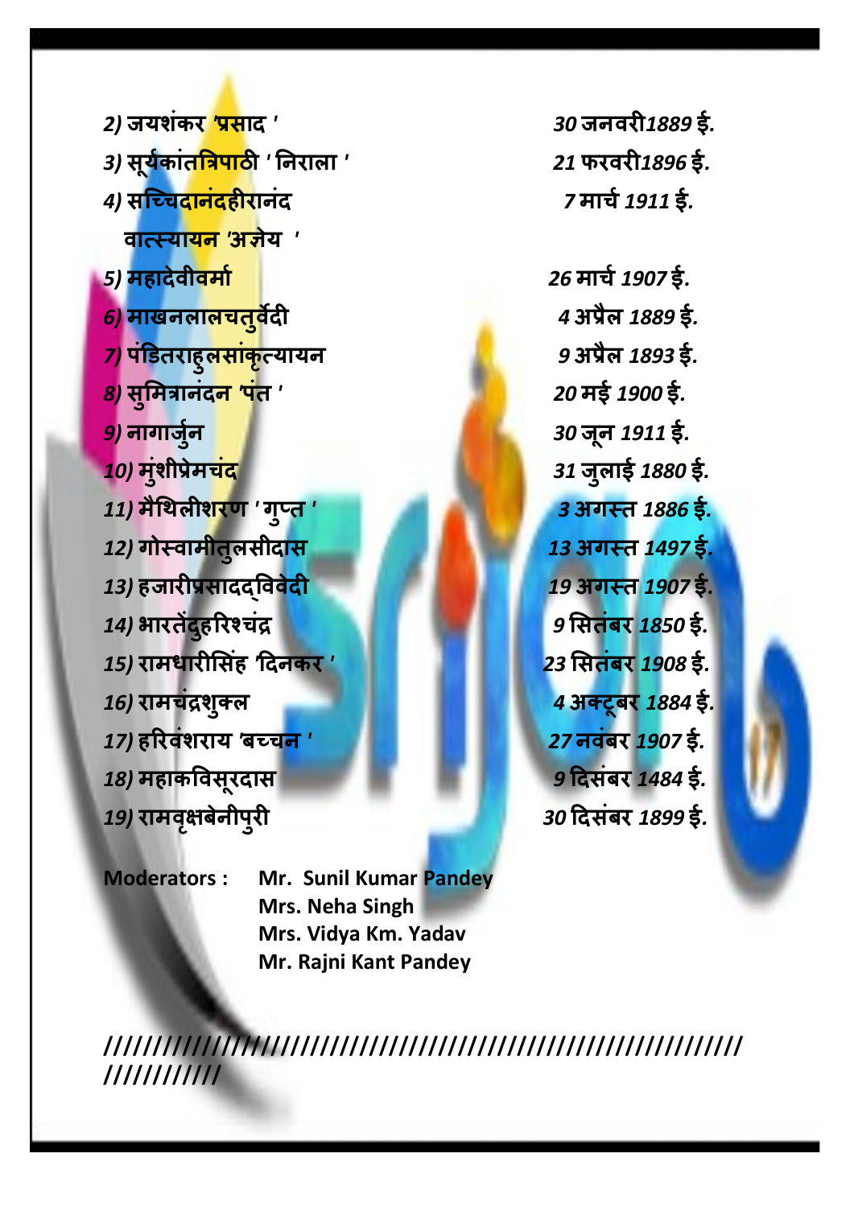| | |
|---|---|
| 2) जयशंकर 'प्रसाद ' | 30 जनवरी1889 ई. |
| 3) सूर्यकांतत्रिपाठी ' निराला ' | 21 फरवरी1896 ई. |
| 4) सच्चिदानंदहीरानंद वात्स्यायन 'अज्ञेय ' | 7 मार्च 1911 ई. |
| 5) महादेवीवर्मा | 26 मार्च 1907 ई. |
| 6) माखनलालचतुर्वेदी | 4 अप्रैल 1889 ई. |
| 7) पंडितराहुलसांकृत्यायन | 9 अप्रैल 1893 ई. |
| 8) सुमित्रानंदन 'पंत ' | 20 मई 1900 ई. |
| 9) नागार्जुन | 30 जून 1911 ई. |
| 10) मुंशीप्रेमचंद | 31 जुलाई 1880 ई. |
| 11) मैथिलीशरण ' गुप्त ' | 3 अगस्त 1886 ई. |
| 12) गोस्वामीतुलसीदास | 13 अगस्त 1497 ई. |
| 13) हजारीप्रसादद्विवेदी | 19 अगस्त 1907 ई. |
| 14) भारतेंदुहरिश्चंद्र | 9 सितंबर 1850 ई. |
| 15) रामधारीसिंह 'दिनकर ' | 23 सितंबर 1908 ई. |
| 16) रामचंद्रशुक्ल | 4 अक्टूबर 1884 ई. |
| 17) हरिवंशराय 'बच्चन ' | 27 नवंबर 1907 ई. |
| 18) महाकविसूरदास | 9 दिसंबर 1484 ई. |
| 19) रामवृक्षबेनीपुरी | 30 दिसंबर 1899 ई. |

**Moderators :** Mr. Sunil Kumar Pandey
Mrs. Neha Singh
Mrs. Vidya Km. Yadav
Mr. Rajni Kant Pandey

*//////////////////////////////////////////////////////////////////////////////////*